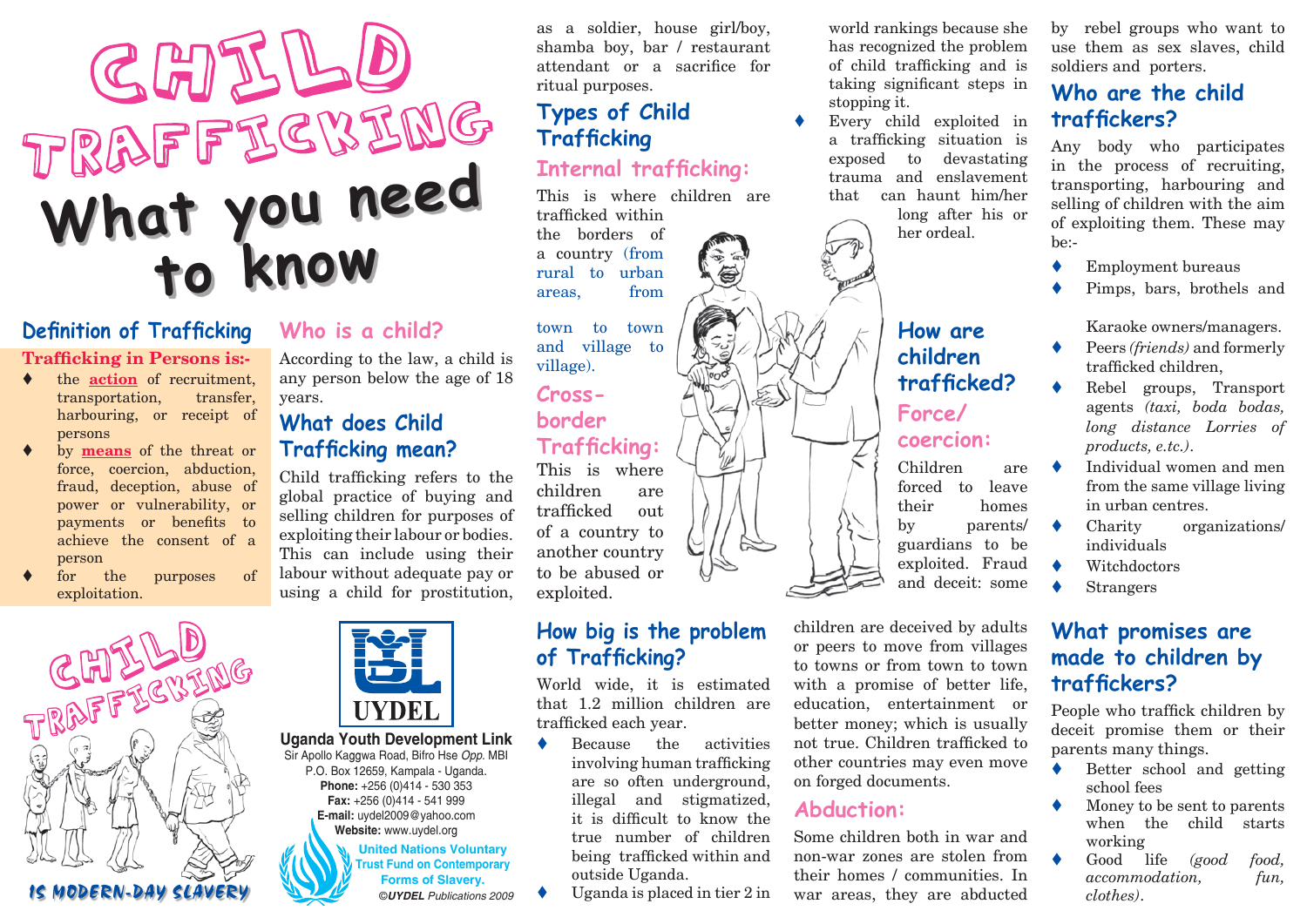# CHILD TRAFFICKING What you need to know

## Definition of Trafficking

**Trafficking in Persons is:-**

- the **action** of recruitment, transportation, transfer, harbouring, or receipt of persons
- by **means** of the threat or force, coercion, abduction, fraud, deception, abuse of power or vulnerability, or payments or benefits to achieve the consent of a person
- for the purposes of exploitation.

CHILD TRAFFICKING IS MODERN-DAY SLAVERY

**UYDEL**

**Uganda Youth Development Link**
Sir Apollo Kaggwa Road, Bifro Hse *Opp.* MBI
P.O. Box 12659, Kampala - Uganda.
**Phone:** +256 (0)414 - 530 353
**Fax:** +256 (0)414 - 541 999
**E-mail:** uydel2009@yahoo.com
**Website:** www.uydel.org

**United Nations Voluntary Trust Fund on Contemporary Forms of Slavery.**

*©UYDEL Publications 2009*

## Who is a child?

According to the law, a child is any person below the age of 18 years.

## What does Child Trafficking mean?

Child trafficking refers to the global practice of buying and selling children for purposes of exploiting their labour or bodies. This can include using their labour without adequate pay or using a child for prostitution, as a soldier, house girl/boy, shamba boy, bar / restaurant attendant or a sacrifice for ritual purposes.

## Types of Child Trafficking

### Internal trafficking:

This is where children are trafficked within the borders of a country (from rural to urban areas, from town to town and village to village).

### Cross-border Trafficking:

This is where children are trafficked out of a country to another country to be abused or exploited.

## How big is the problem of Trafficking?

World wide, it is estimated that 1.2 million children are trafficked each year.

- Because the activities involving human trafficking are so often underground, illegal and stigmatized, it is difficult to know the true number of children being trafficked within and outside Uganda.
- Uganda is placed in tier 2 in world rankings because she has recognized the problem of child trafficking and is taking significant steps in stopping it.
- Every child exploited in a trafficking situation is exposed to devastating trauma and enslavement that can haunt him/her long after his or her ordeal.

## How are children trafficked?

### Force/ coercion:

Children are forced to leave their homes by parents/ guardians to be exploited. Fraud and deceit: some children are deceived by adults or peers to move from villages to towns or from town to town with a promise of better life, education, entertainment or better money; which is usually not true. Children trafficked to other countries may even move on forged documents.

### Abduction:

Some children both in war and non-war zones are stolen from their homes / communities. In war areas, they are abducted by rebel groups who want to use them as sex slaves, child soldiers and porters.

## Who are the child traffickers?

Any body who participates in the process of recruiting, transporting, harbouring and selling of children with the aim of exploiting them. These may be:-

- Employment bureaus
- Pimps, bars, brothels and Karaoke owners/managers.
- Peers *(friends)* and formerly trafficked children,
- Rebel groups, Transport agents *(taxi, boda bodas, long distance Lorries of products, e.t.c.)*.
- Individual women and men from the same village living in urban centres.
- Charity organizations/ individuals
- Witchdoctors
- Strangers

## What promises are made to children by traffickers?

People who traffick children by deceit promise them or their parents many things.

- Better school and getting school fees
- Money to be sent to parents when the child starts working
- Good life *(good food, accommodation, fun, clothes)*.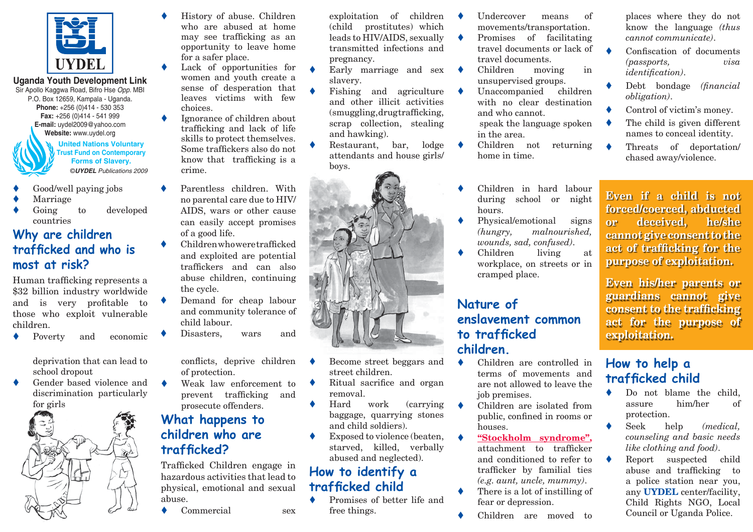UYDEL

**Uganda Youth Development Link**
Sir Apollo Kaggwa Road, Bifro Hse *Opp.* MBI
P.O. Box 12659, Kampala - Uganda.
**Phone:** +256 (0)414 - 530 353
**Fax:** +256 (0)414 - 541 999
**E-mail:** uydel2009@yahoo.com
**Website:** www.uydel.org

**United Nations Voluntary Trust Fund on Contemporary Forms of Slavery.**

*©**UYDEL** Publications 2009*

- Good/well paying jobs
- Marriage
- Going to developed countries

## Why are children trafficked and who is most at risk?

Human trafficking represents a $32 billion industry worldwide and is very profitable to those who exploit vulnerable children.

- Poverty and economic deprivation that can lead to school dropout
- Gender based violence and discrimination particularly for girls
- History of abuse. Children who are abused at home may see trafficking as an opportunity to leave home for a safer place.
- Lack of opportunities for women and youth create a sense of desperation that leaves victims with few choices.
- Ignorance of children about trafficking and lack of life skills to protect themselves. Some traffickers also do not know that trafficking is a crime.
- Parentless children. With no parental care due to HIV/AIDS, wars or other cause can easily accept promises of a good life.
- Children who were trafficked and exploited are potential traffickers and can also abuse children, continuing the cycle.
- Demand for cheap labour and community tolerance of child labour.
- Disasters, wars and conflicts, deprive children of protection.
- Weak law enforcement to prevent trafficking and prosecute offenders.

## What happens to children who are trafficked?

Trafficked Children engage in hazardous activities that lead to physical, emotional and sexual abuse.

- Commercial sex exploitation of children (child prostitutes) which leads to HIV/AIDS, sexually transmitted infections and pregnancy.
- Early marriage and sex slavery.
- Fishing and agriculture and other illicit activities (smuggling, drug trafficking, scrap collection, stealing and hawking).
- Restaurant, bar, lodge attendants and house girls/ boys.
- Become street beggars and street children.
- Ritual sacrifice and organ removal.
- Hard work (carrying baggage, quarrying stones and child soldiers).
- Exposed to violence (beaten, starved, killed, verbally abused and neglected).

## How to identify a trafficked child

- Promises of better life and free things.
- Undercover means of movements/transportation.
- Promises of facilitating travel documents or lack of travel documents.
- Children moving in unsupervised groups.
- Unaccompanied children with no clear destination and who cannot speak the language spoken in the area.
- Children not returning home in time.
- Children in hard labour during school or night hours.
- Physical/emotional signs *(hungry, malnourished, wounds, sad, confused)*.
- Children living at workplace, on streets or in cramped place.

## Nature of enslavement common to trafficked children.

- Children are controlled in terms of movements and are not allowed to leave the job premises.
- Children are isolated from public, confined in rooms or houses.
- **"Stockholm syndrome",** attachment to trafficker and conditioned to refer to trafficker by familial ties *(e.g. aunt, uncle, mummy)*.
- There is a lot of instilling of fear or depression.
- Children are moved to places where they do not know the language *(thus cannot communicate)*.
- Confiscation of documents *(passports, visa identification)*.
- Debt bondage *(financial obligation)*.
- Control of victim's money.
- The child is given different names to conceal identity.
- Threats of deportation/ chased away/violence.

**Even if a child is not forced/coerced, abducted or deceived, he/she cannot give consent to the act of trafficking for the purpose of exploitation.**

**Even his/her parents or guardians cannot give consent to the trafficking act for the purpose of exploitation.**

## How to help a trafficked child

- Do not blame the child, assure him/her of protection.
- Seek help *(medical, counseling and basic needs like clothing and food)*.
- Report suspected child abuse and trafficking to a police station near you, any **UYDEL** center/facility, Child Rights NGO, Local Council or Uganda Police.